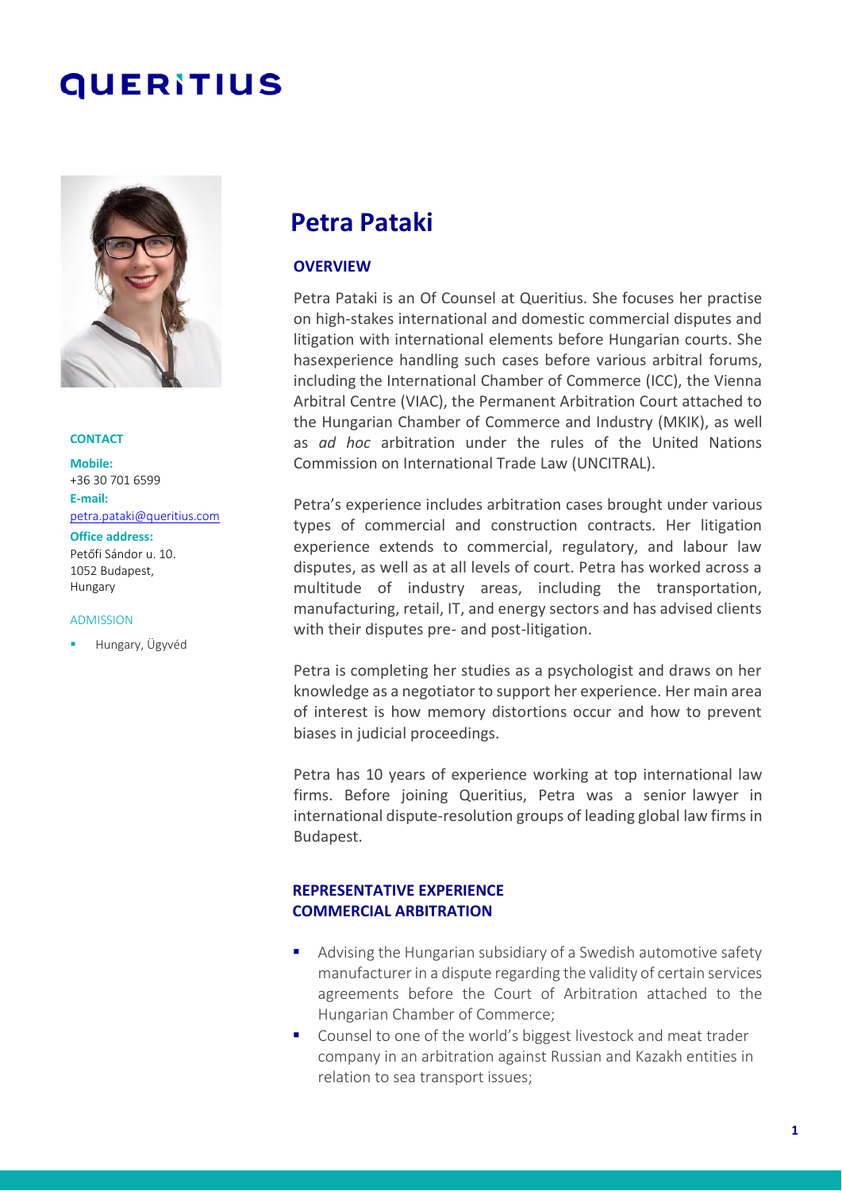# QUERITIUS

## Petra Pataki

**CONTACT**

**Mobile:**
+36 30 701 6599

**E-mail:**
petra.pataki@queritius.com

**Office address:**
Petőfi Sándor u. 10.
1052 Budapest,
Hungary

ADMISSION

- Hungary, Ügyvéd

### OVERVIEW

Petra Pataki is an Of Counsel at Queritius. She focuses her practise on high-stakes international and domestic commercial disputes and litigation with international elements before Hungarian courts. She hasexperience handling such cases before various arbitral forums, including the International Chamber of Commerce (ICC), the Vienna Arbitral Centre (VIAC), the Permanent Arbitration Court attached to the Hungarian Chamber of Commerce and Industry (MKIK), as well as *ad hoc* arbitration under the rules of the United Nations Commission on International Trade Law (UNCITRAL).

Petra's experience includes arbitration cases brought under various types of commercial and construction contracts. Her litigation experience extends to commercial, regulatory, and labour law disputes, as well as at all levels of court. Petra has worked across a multitude of industry areas, including the transportation, manufacturing, retail, IT, and energy sectors and has advised clients with their disputes pre- and post-litigation.

Petra is completing her studies as a psychologist and draws on her knowledge as a negotiator to support her experience. Her main area of interest is how memory distortions occur and how to prevent biases in judicial proceedings.

Petra has 10 years of experience working at top international law firms. Before joining Queritius, Petra was a senior lawyer in international dispute-resolution groups of leading global law firms in Budapest.

### REPRESENTATIVE EXPERIENCE
### COMMERCIAL ARBITRATION

- Advising the Hungarian subsidiary of a Swedish automotive safety manufacturer in a dispute regarding the validity of certain services agreements before the Court of Arbitration attached to the Hungarian Chamber of Commerce;
- Counsel to one of the world's biggest livestock and meat trader company in an arbitration against Russian and Kazakh entities in relation to sea transport issues;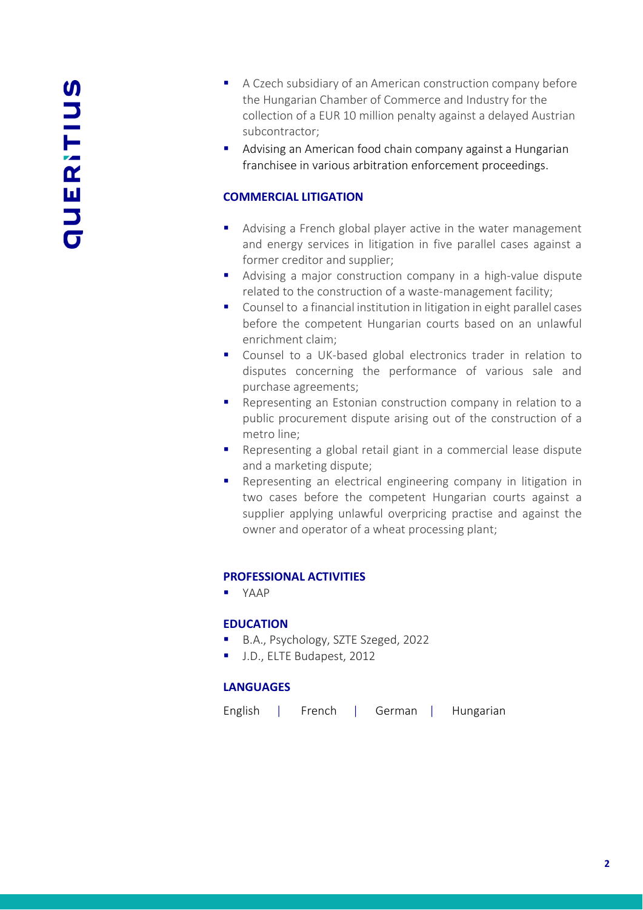- A Czech subsidiary of an American construction company before the Hungarian Chamber of Commerce and Industry for the collection of a EUR 10 million penalty against a delayed Austrian subcontractor;
- Advising an American food chain company against a Hungarian franchisee in various arbitration enforcement proceedings.

## COMMERCIAL LITIGATION

- Advising a French global player active in the water management and energy services in litigation in five parallel cases against a former creditor and supplier;
- Advising a major construction company in a high-value dispute related to the construction of a waste-management facility;
- Counsel to a financial institution in litigation in eight parallel cases before the competent Hungarian courts based on an unlawful enrichment claim;
- Counsel to a UK-based global electronics trader in relation to disputes concerning the performance of various sale and purchase agreements;
- Representing an Estonian construction company in relation to a public procurement dispute arising out of the construction of a metro line;
- Representing a global retail giant in a commercial lease dispute and a marketing dispute;
- Representing an electrical engineering company in litigation in two cases before the competent Hungarian courts against a supplier applying unlawful overpricing practise and against the owner and operator of a wheat processing plant;

## PROFESSIONAL ACTIVITIES

- YAAP

## EDUCATION

- B.A., Psychology, SZTE Szeged, 2022
- J.D., ELTE Budapest, 2012

## LANGUAGES

English | French | German | Hungarian